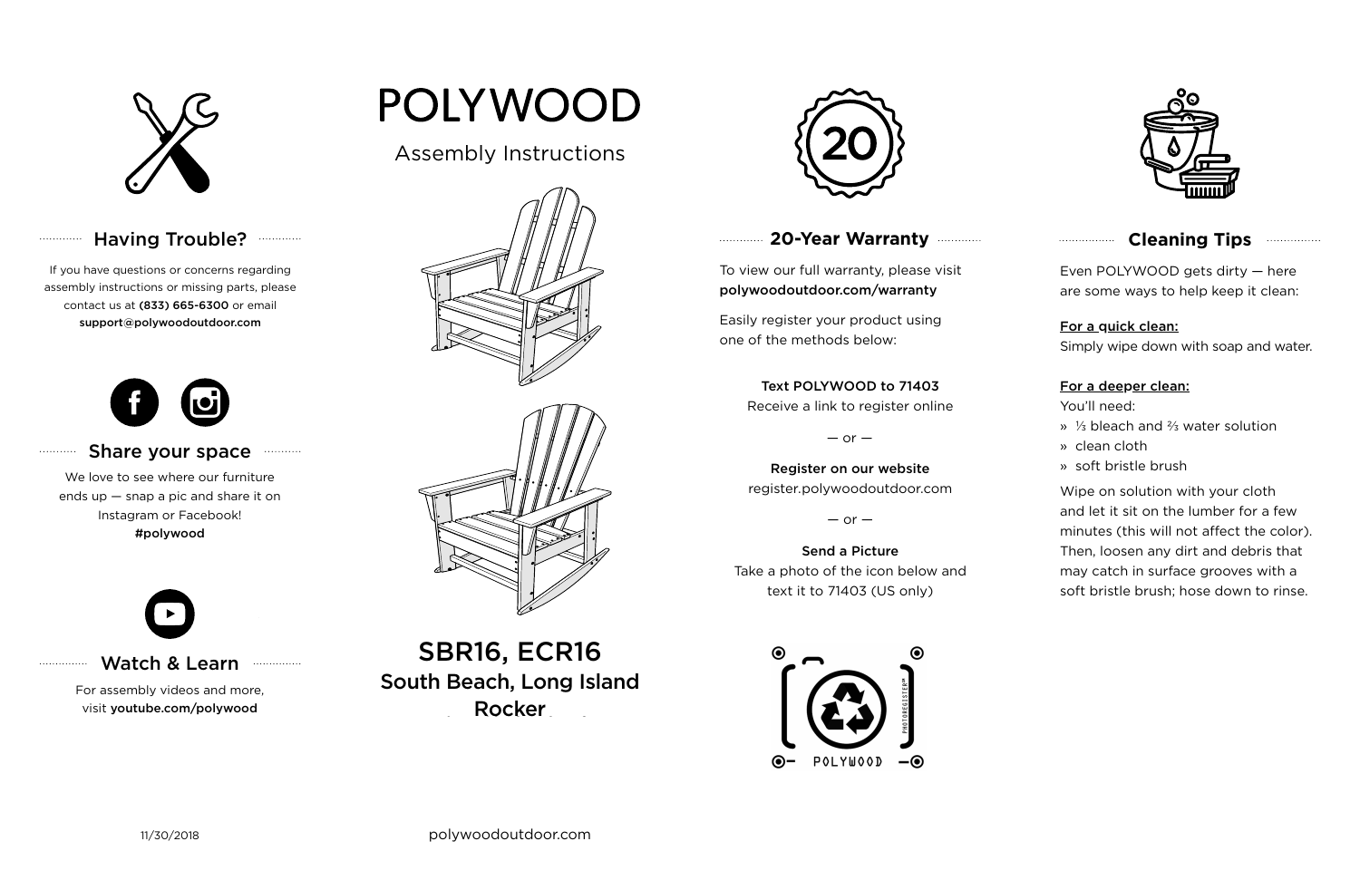# POLYWOOD

Assembly Instructions

## SBR16, ECR16

### South Beach, Long Island Rocker

## Having Trouble?

If you have questions or concerns regarding assembly instructions or missing parts, please contact us at **(833) 665-6300** or email **support@polywoodoutdoor.com**

## Share your space

We love to see where our furniture ends up — snap a pic and share it on Instagram or Facebook! **#polywood**

## Watch & Learn

For assembly videos and more, visit **youtube.com/polywood**

## 20-Year Warranty

To view our full warranty, please visit **polywoodoutdoor.com/warranty**

Easily register your product using one of the methods below:

**Text POLYWOOD to 71403**
Receive a link to register online

— or —

**Register on our website**
register.polywoodoutdoor.com

— or —

**Send a Picture**
Take a photo of the icon below and text it to 71403 (US only)

POLYWOOD

PHOTOREGISTER™

## Cleaning Tips

Even POLYWOOD gets dirty — here are some ways to help keep it clean:

**For a quick clean:**
Simply wipe down with soap and water.

**For a deeper clean:**
You'll need:

» ⅓ bleach and ⅔ water solution
» clean cloth
» soft bristle brush

Wipe on solution with your cloth and let it sit on the lumber for a few minutes (this will not affect the color). Then, loosen any dirt and debris that may catch in surface grooves with a soft bristle brush; hose down to rinse.

11/30/2018

polywoodoutdoor.com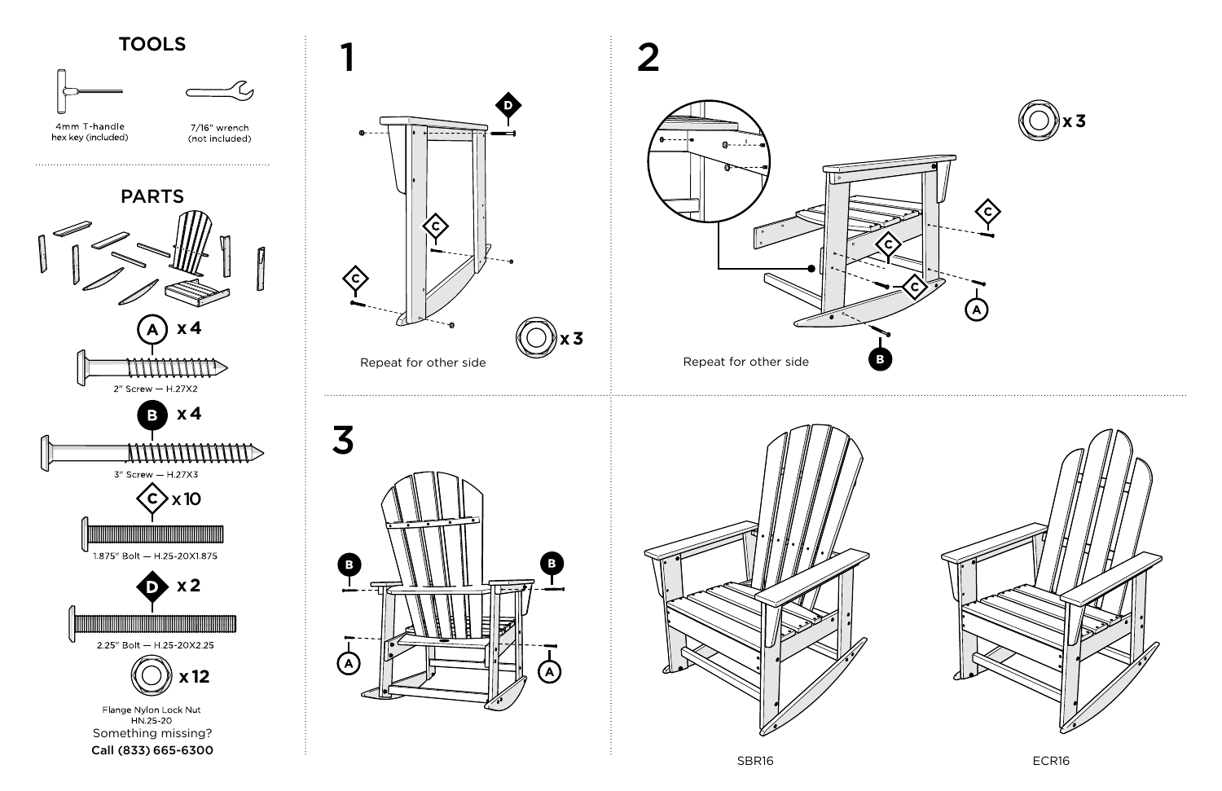## TOOLS

4mm T-handle hex key (included)

7/16" wrench (not included)

## PARTS

A x 4

2" Screw — H.27X2

B x 4

3" Screw — H.27X3

C x 10

1.875" Bolt — H.25-20X1.875

D x 2

2.25" Bolt — H.25-20X2.25

x 12

Flange Nylon Lock Nut HN.25-20

Something missing?

**Call (833) 665-6300**

## 1

D

C

C

x 3

Repeat for other side

## 2

x 3

C

C

C

A

B

Repeat for other side

## 3

B

B

A

A

SBR16

ECR16